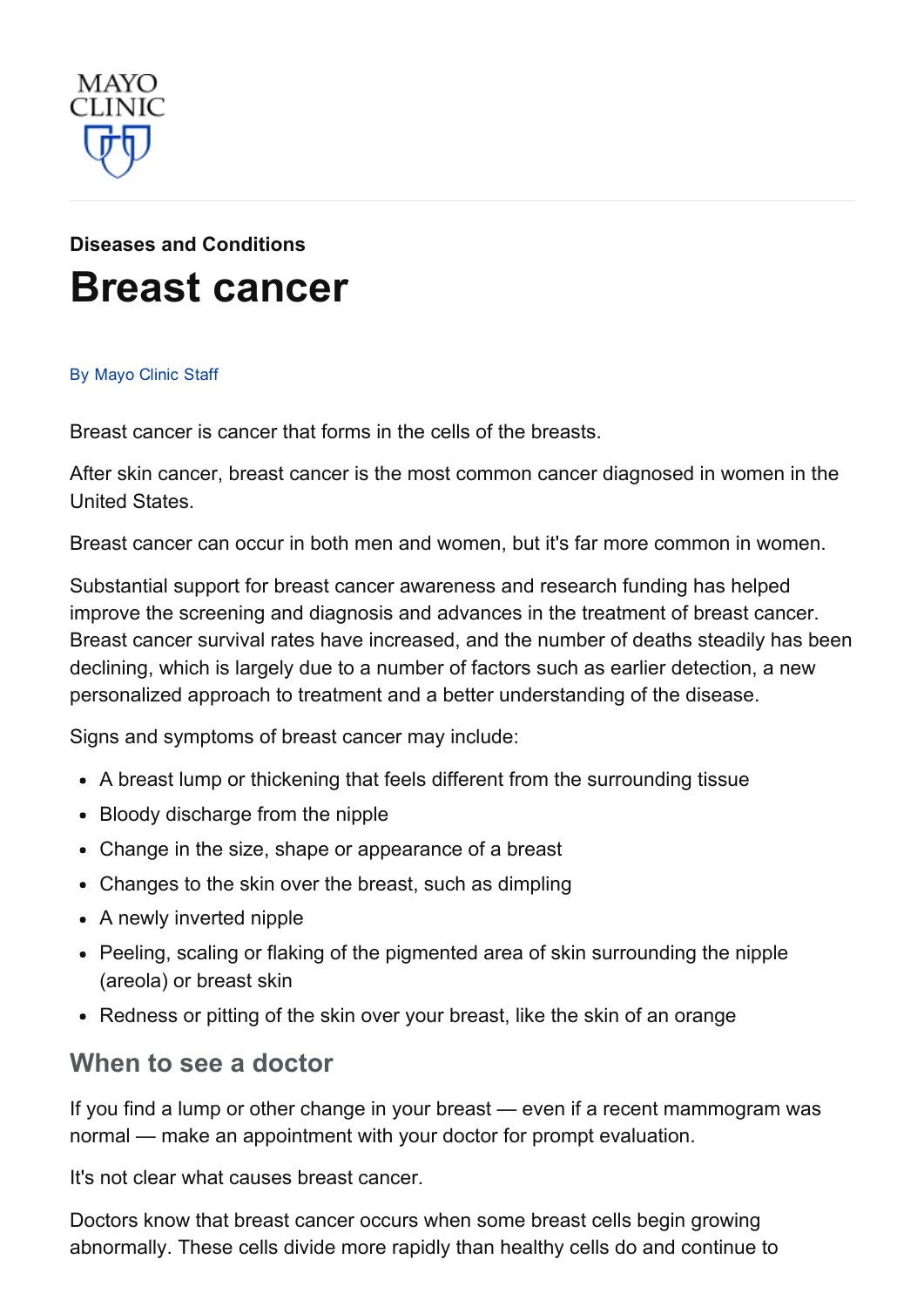Diseases and Conditions

# Breast cancer

By Mayo Clinic Staff

Breast cancer is cancer that forms in the cells of the breasts.

After skin cancer, breast cancer is the most common cancer diagnosed in women in the United States.

Breast cancer can occur in both men and women, but it's far more common in women.

Substantial support for breast cancer awareness and research funding has helped improve the screening and diagnosis and advances in the treatment of breast cancer. Breast cancer survival rates have increased, and the number of deaths steadily has been declining, which is largely due to a number of factors such as earlier detection, a new personalized approach to treatment and a better understanding of the disease.

Signs and symptoms of breast cancer may include:

- A breast lump or thickening that feels different from the surrounding tissue
- Bloody discharge from the nipple
- Change in the size, shape or appearance of a breast
- Changes to the skin over the breast, such as dimpling
- A newly inverted nipple
- Peeling, scaling or flaking of the pigmented area of skin surrounding the nipple (areola) or breast skin
- Redness or pitting of the skin over your breast, like the skin of an orange

## When to see a doctor

If you find a lump or other change in your breast — even if a recent mammogram was normal — make an appointment with your doctor for prompt evaluation.

It's not clear what causes breast cancer.

Doctors know that breast cancer occurs when some breast cells begin growing abnormally. These cells divide more rapidly than healthy cells do and continue to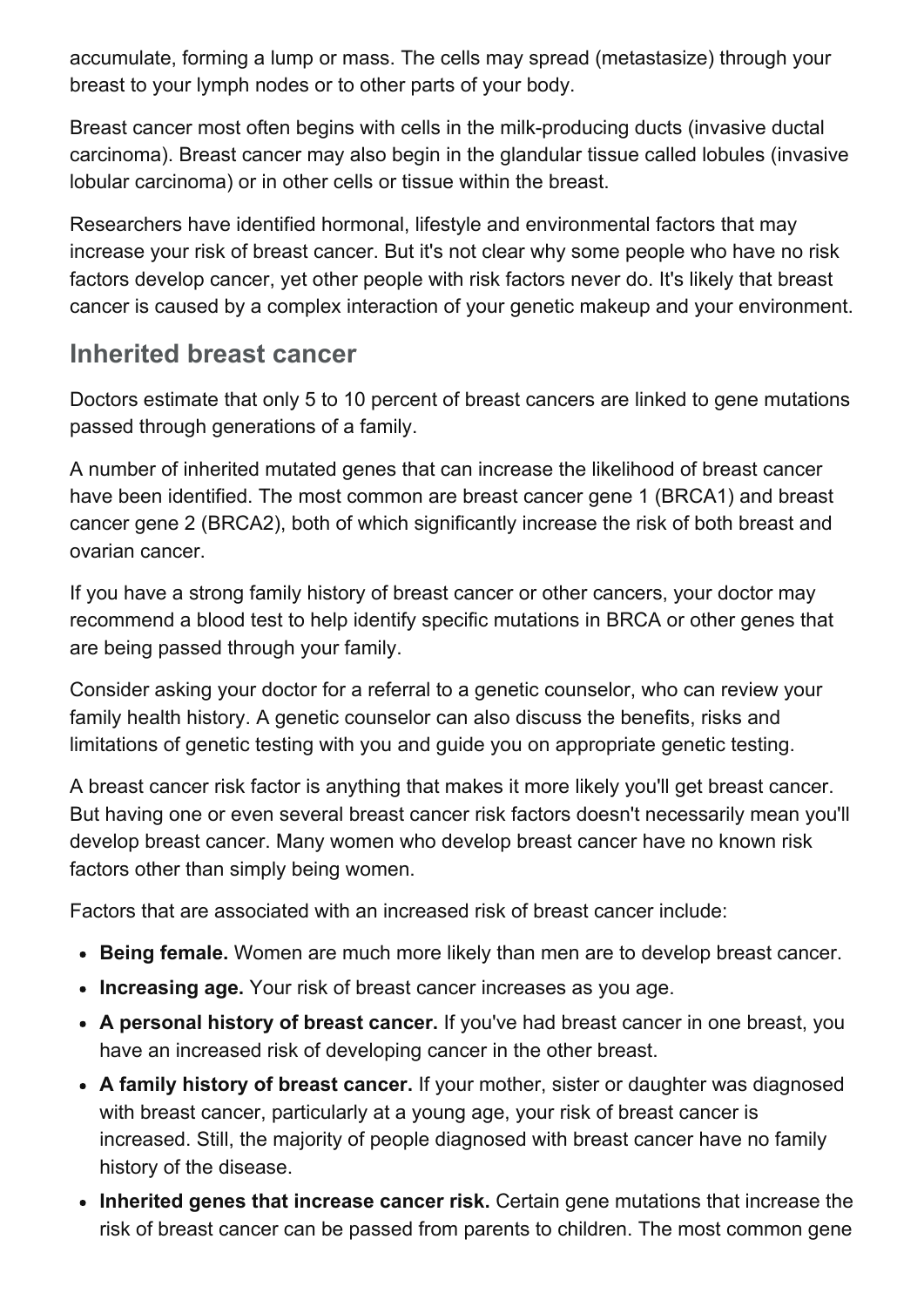accumulate, forming a lump or mass. The cells may spread (metastasize) through your breast to your lymph nodes or to other parts of your body.

Breast cancer most often begins with cells in the milk-producing ducts (invasive ductal carcinoma). Breast cancer may also begin in the glandular tissue called lobules (invasive lobular carcinoma) or in other cells or tissue within the breast.

Researchers have identified hormonal, lifestyle and environmental factors that may increase your risk of breast cancer. But it's not clear why some people who have no risk factors develop cancer, yet other people with risk factors never do. It's likely that breast cancer is caused by a complex interaction of your genetic makeup and your environment.

## Inherited breast cancer

Doctors estimate that only 5 to 10 percent of breast cancers are linked to gene mutations passed through generations of a family.

A number of inherited mutated genes that can increase the likelihood of breast cancer have been identified. The most common are breast cancer gene 1 (BRCA1) and breast cancer gene 2 (BRCA2), both of which significantly increase the risk of both breast and ovarian cancer.

If you have a strong family history of breast cancer or other cancers, your doctor may recommend a blood test to help identify specific mutations in BRCA or other genes that are being passed through your family.

Consider asking your doctor for a referral to a genetic counselor, who can review your family health history. A genetic counselor can also discuss the benefits, risks and limitations of genetic testing with you and guide you on appropriate genetic testing.

A breast cancer risk factor is anything that makes it more likely you'll get breast cancer. But having one or even several breast cancer risk factors doesn't necessarily mean you'll develop breast cancer. Many women who develop breast cancer have no known risk factors other than simply being women.

Factors that are associated with an increased risk of breast cancer include:

- **Being female.** Women are much more likely than men are to develop breast cancer.
- **Increasing age.** Your risk of breast cancer increases as you age.
- **A personal history of breast cancer.** If you've had breast cancer in one breast, you have an increased risk of developing cancer in the other breast.
- **A family history of breast cancer.** If your mother, sister or daughter was diagnosed with breast cancer, particularly at a young age, your risk of breast cancer is increased. Still, the majority of people diagnosed with breast cancer have no family history of the disease.
- **Inherited genes that increase cancer risk.** Certain gene mutations that increase the risk of breast cancer can be passed from parents to children. The most common gene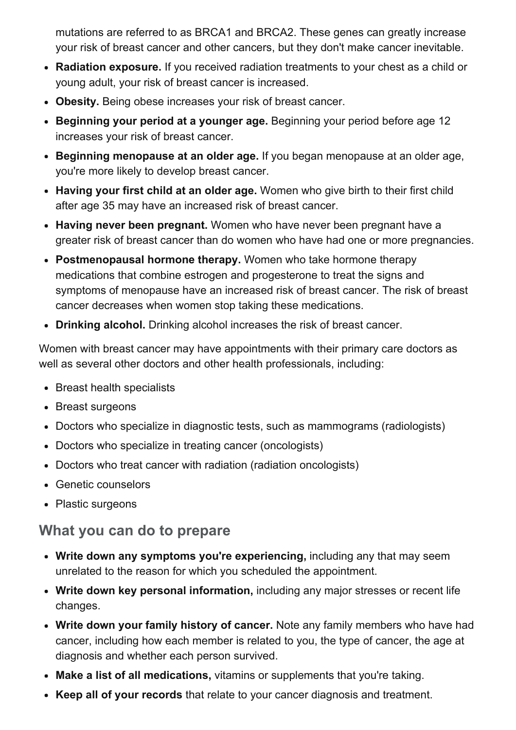mutations are referred to as BRCA1 and BRCA2. These genes can greatly increase your risk of breast cancer and other cancers, but they don't make cancer inevitable.

- **Radiation exposure.** If you received radiation treatments to your chest as a child or young adult, your risk of breast cancer is increased.
- **Obesity.** Being obese increases your risk of breast cancer.
- **Beginning your period at a younger age.** Beginning your period before age 12 increases your risk of breast cancer.
- **Beginning menopause at an older age.** If you began menopause at an older age, you're more likely to develop breast cancer.
- **Having your first child at an older age.** Women who give birth to their first child after age 35 may have an increased risk of breast cancer.
- **Having never been pregnant.** Women who have never been pregnant have a greater risk of breast cancer than do women who have had one or more pregnancies.
- **Postmenopausal hormone therapy.** Women who take hormone therapy medications that combine estrogen and progesterone to treat the signs and symptoms of menopause have an increased risk of breast cancer. The risk of breast cancer decreases when women stop taking these medications.
- **Drinking alcohol.** Drinking alcohol increases the risk of breast cancer.

Women with breast cancer may have appointments with their primary care doctors as well as several other doctors and other health professionals, including:

- Breast health specialists
- Breast surgeons
- Doctors who specialize in diagnostic tests, such as mammograms (radiologists)
- Doctors who specialize in treating cancer (oncologists)
- Doctors who treat cancer with radiation (radiation oncologists)
- Genetic counselors
- Plastic surgeons

## What you can do to prepare

- **Write down any symptoms you're experiencing,** including any that may seem unrelated to the reason for which you scheduled the appointment.
- **Write down key personal information,** including any major stresses or recent life changes.
- **Write down your family history of cancer.** Note any family members who have had cancer, including how each member is related to you, the type of cancer, the age at diagnosis and whether each person survived.
- **Make a list of all medications,** vitamins or supplements that you're taking.
- **Keep all of your records** that relate to your cancer diagnosis and treatment.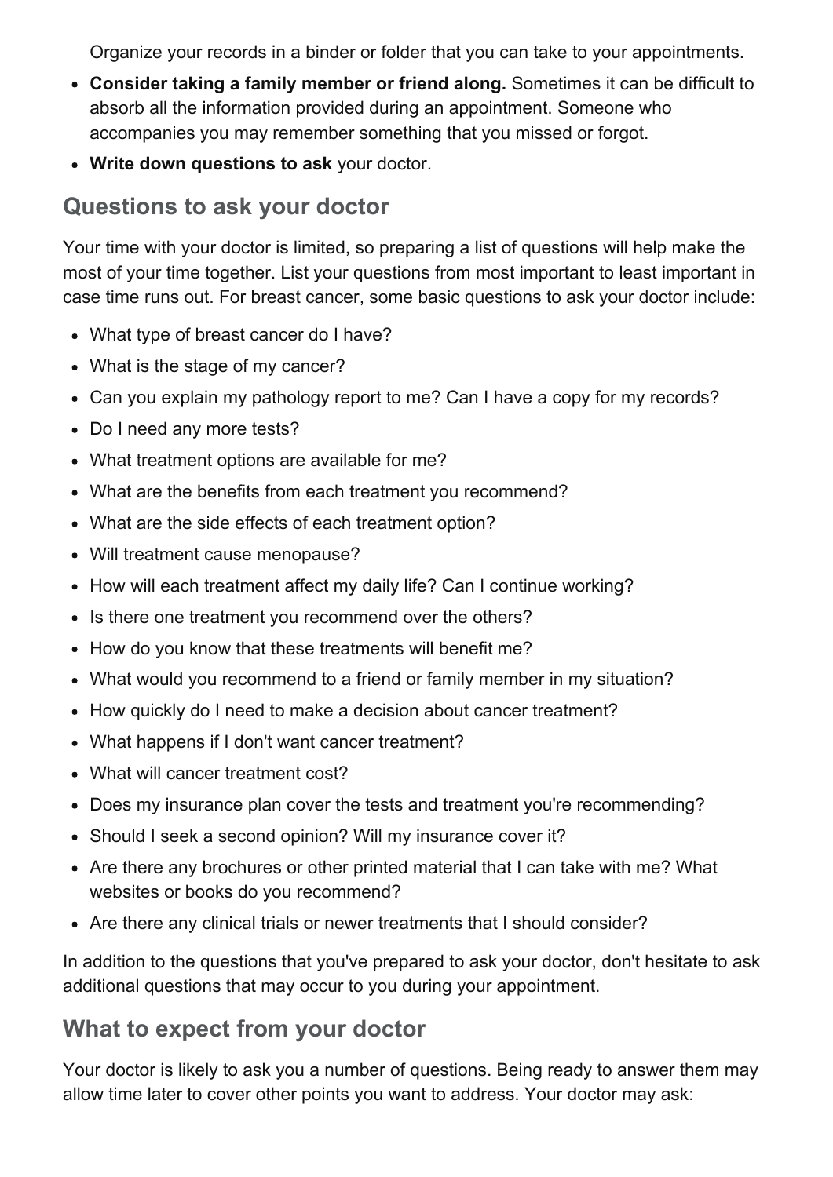Organize your records in a binder or folder that you can take to your appointments.

- **Consider taking a family member or friend along.** Sometimes it can be difficult to absorb all the information provided during an appointment. Someone who accompanies you may remember something that you missed or forgot.
- **Write down questions to ask** your doctor.

## Questions to ask your doctor

Your time with your doctor is limited, so preparing a list of questions will help make the most of your time together. List your questions from most important to least important in case time runs out. For breast cancer, some basic questions to ask your doctor include:

- What type of breast cancer do I have?
- What is the stage of my cancer?
- Can you explain my pathology report to me? Can I have a copy for my records?
- Do I need any more tests?
- What treatment options are available for me?
- What are the benefits from each treatment you recommend?
- What are the side effects of each treatment option?
- Will treatment cause menopause?
- How will each treatment affect my daily life? Can I continue working?
- Is there one treatment you recommend over the others?
- How do you know that these treatments will benefit me?
- What would you recommend to a friend or family member in my situation?
- How quickly do I need to make a decision about cancer treatment?
- What happens if I don't want cancer treatment?
- What will cancer treatment cost?
- Does my insurance plan cover the tests and treatment you're recommending?
- Should I seek a second opinion? Will my insurance cover it?
- Are there any brochures or other printed material that I can take with me? What websites or books do you recommend?
- Are there any clinical trials or newer treatments that I should consider?

In addition to the questions that you've prepared to ask your doctor, don't hesitate to ask additional questions that may occur to you during your appointment.

## What to expect from your doctor

Your doctor is likely to ask you a number of questions. Being ready to answer them may allow time later to cover other points you want to address. Your doctor may ask: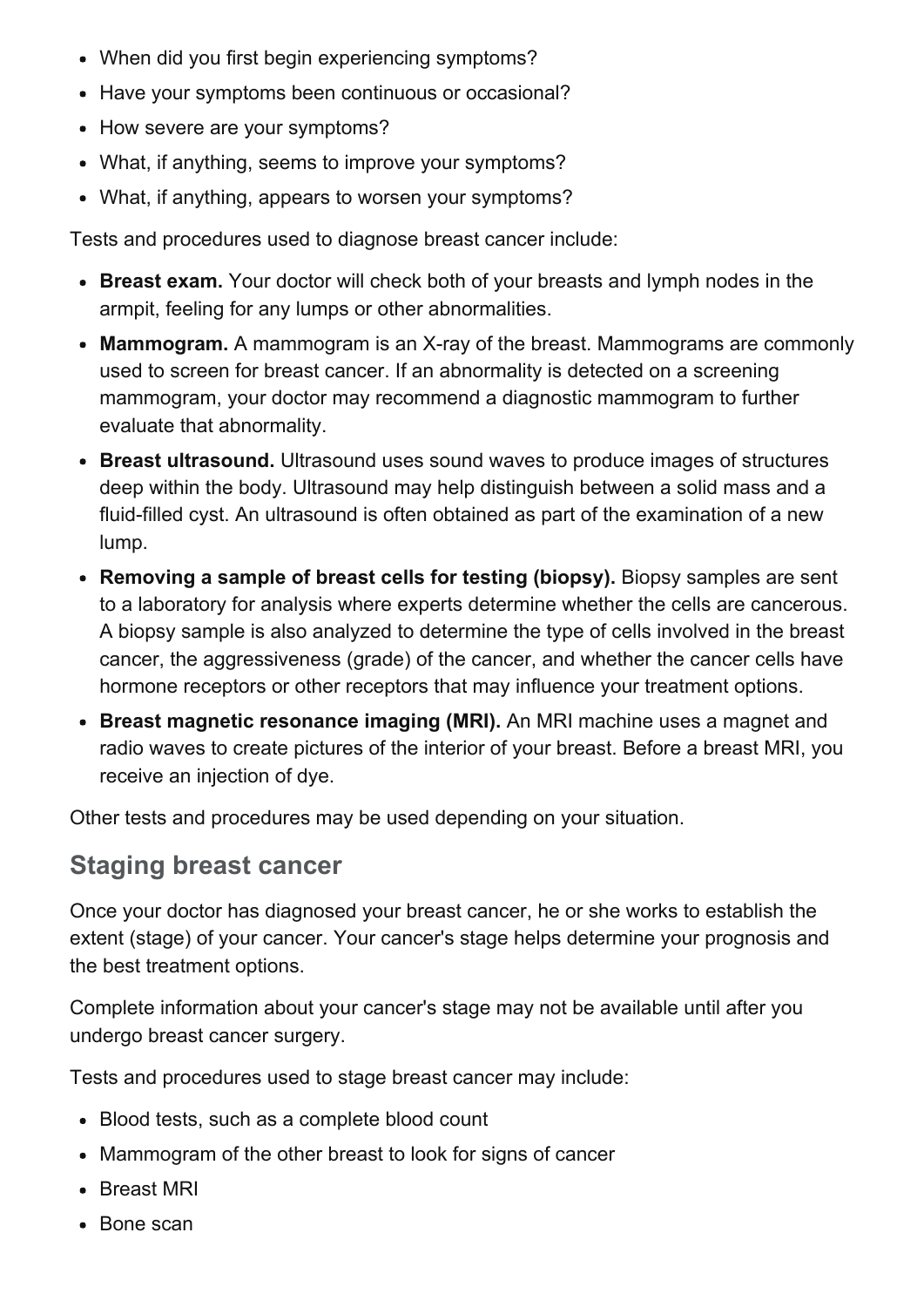- When did you first begin experiencing symptoms?
- Have your symptoms been continuous or occasional?
- How severe are your symptoms?
- What, if anything, seems to improve your symptoms?
- What, if anything, appears to worsen your symptoms?

Tests and procedures used to diagnose breast cancer include:

- **Breast exam.** Your doctor will check both of your breasts and lymph nodes in the armpit, feeling for any lumps or other abnormalities.
- **Mammogram.** A mammogram is an X-ray of the breast. Mammograms are commonly used to screen for breast cancer. If an abnormality is detected on a screening mammogram, your doctor may recommend a diagnostic mammogram to further evaluate that abnormality.
- **Breast ultrasound.** Ultrasound uses sound waves to produce images of structures deep within the body. Ultrasound may help distinguish between a solid mass and a fluid-filled cyst. An ultrasound is often obtained as part of the examination of a new lump.
- **Removing a sample of breast cells for testing (biopsy).** Biopsy samples are sent to a laboratory for analysis where experts determine whether the cells are cancerous. A biopsy sample is also analyzed to determine the type of cells involved in the breast cancer, the aggressiveness (grade) of the cancer, and whether the cancer cells have hormone receptors or other receptors that may influence your treatment options.
- **Breast magnetic resonance imaging (MRI).** An MRI machine uses a magnet and radio waves to create pictures of the interior of your breast. Before a breast MRI, you receive an injection of dye.

Other tests and procedures may be used depending on your situation.

## Staging breast cancer

Once your doctor has diagnosed your breast cancer, he or she works to establish the extent (stage) of your cancer. Your cancer's stage helps determine your prognosis and the best treatment options.

Complete information about your cancer's stage may not be available until after you undergo breast cancer surgery.

Tests and procedures used to stage breast cancer may include:

- Blood tests, such as a complete blood count
- Mammogram of the other breast to look for signs of cancer
- Breast MRI
- Bone scan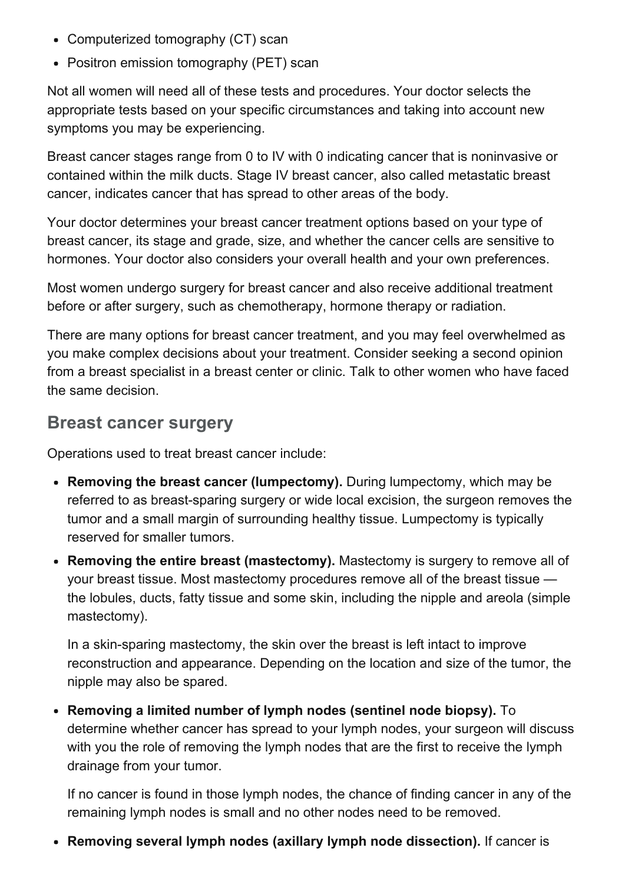- Computerized tomography (CT) scan
- Positron emission tomography (PET) scan

Not all women will need all of these tests and procedures. Your doctor selects the appropriate tests based on your specific circumstances and taking into account new symptoms you may be experiencing.

Breast cancer stages range from 0 to IV with 0 indicating cancer that is noninvasive or contained within the milk ducts. Stage IV breast cancer, also called metastatic breast cancer, indicates cancer that has spread to other areas of the body.

Your doctor determines your breast cancer treatment options based on your type of breast cancer, its stage and grade, size, and whether the cancer cells are sensitive to hormones. Your doctor also considers your overall health and your own preferences.

Most women undergo surgery for breast cancer and also receive additional treatment before or after surgery, such as chemotherapy, hormone therapy or radiation.

There are many options for breast cancer treatment, and you may feel overwhelmed as you make complex decisions about your treatment. Consider seeking a second opinion from a breast specialist in a breast center or clinic. Talk to other women who have faced the same decision.

## Breast cancer surgery

Operations used to treat breast cancer include:

- **Removing the breast cancer (lumpectomy).** During lumpectomy, which may be referred to as breast-sparing surgery or wide local excision, the surgeon removes the tumor and a small margin of surrounding healthy tissue. Lumpectomy is typically reserved for smaller tumors.
- **Removing the entire breast (mastectomy).** Mastectomy is surgery to remove all of your breast tissue. Most mastectomy procedures remove all of the breast tissue — the lobules, ducts, fatty tissue and some skin, including the nipple and areola (simple mastectomy).

  In a skin-sparing mastectomy, the skin over the breast is left intact to improve reconstruction and appearance. Depending on the location and size of the tumor, the nipple may also be spared.

- **Removing a limited number of lymph nodes (sentinel node biopsy).** To determine whether cancer has spread to your lymph nodes, your surgeon will discuss with you the role of removing the lymph nodes that are the first to receive the lymph drainage from your tumor.

  If no cancer is found in those lymph nodes, the chance of finding cancer in any of the remaining lymph nodes is small and no other nodes need to be removed.

- **Removing several lymph nodes (axillary lymph node dissection).** If cancer is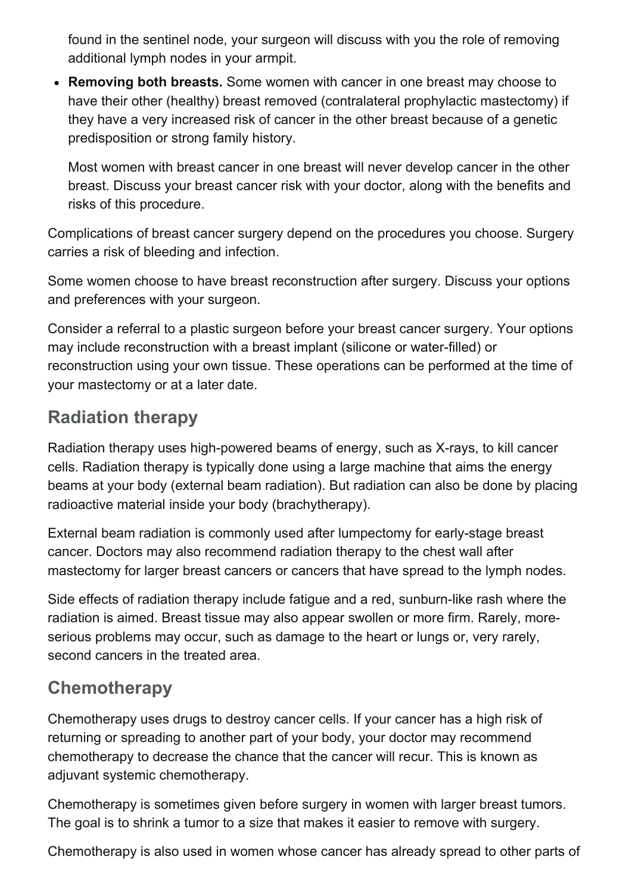found in the sentinel node, your surgeon will discuss with you the role of removing additional lymph nodes in your armpit.

- **Removing both breasts.** Some women with cancer in one breast may choose to have their other (healthy) breast removed (contralateral prophylactic mastectomy) if they have a very increased risk of cancer in the other breast because of a genetic predisposition or strong family history.

  Most women with breast cancer in one breast will never develop cancer in the other breast. Discuss your breast cancer risk with your doctor, along with the benefits and risks of this procedure.

Complications of breast cancer surgery depend on the procedures you choose. Surgery carries a risk of bleeding and infection.

Some women choose to have breast reconstruction after surgery. Discuss your options and preferences with your surgeon.

Consider a referral to a plastic surgeon before your breast cancer surgery. Your options may include reconstruction with a breast implant (silicone or water-filled) or reconstruction using your own tissue. These operations can be performed at the time of your mastectomy or at a later date.

## Radiation therapy

Radiation therapy uses high-powered beams of energy, such as X-rays, to kill cancer cells. Radiation therapy is typically done using a large machine that aims the energy beams at your body (external beam radiation). But radiation can also be done by placing radioactive material inside your body (brachytherapy).

External beam radiation is commonly used after lumpectomy for early-stage breast cancer. Doctors may also recommend radiation therapy to the chest wall after mastectomy for larger breast cancers or cancers that have spread to the lymph nodes.

Side effects of radiation therapy include fatigue and a red, sunburn-like rash where the radiation is aimed. Breast tissue may also appear swollen or more firm. Rarely, more-serious problems may occur, such as damage to the heart or lungs or, very rarely, second cancers in the treated area.

## Chemotherapy

Chemotherapy uses drugs to destroy cancer cells. If your cancer has a high risk of returning or spreading to another part of your body, your doctor may recommend chemotherapy to decrease the chance that the cancer will recur. This is known as adjuvant systemic chemotherapy.

Chemotherapy is sometimes given before surgery in women with larger breast tumors. The goal is to shrink a tumor to a size that makes it easier to remove with surgery.

Chemotherapy is also used in women whose cancer has already spread to other parts of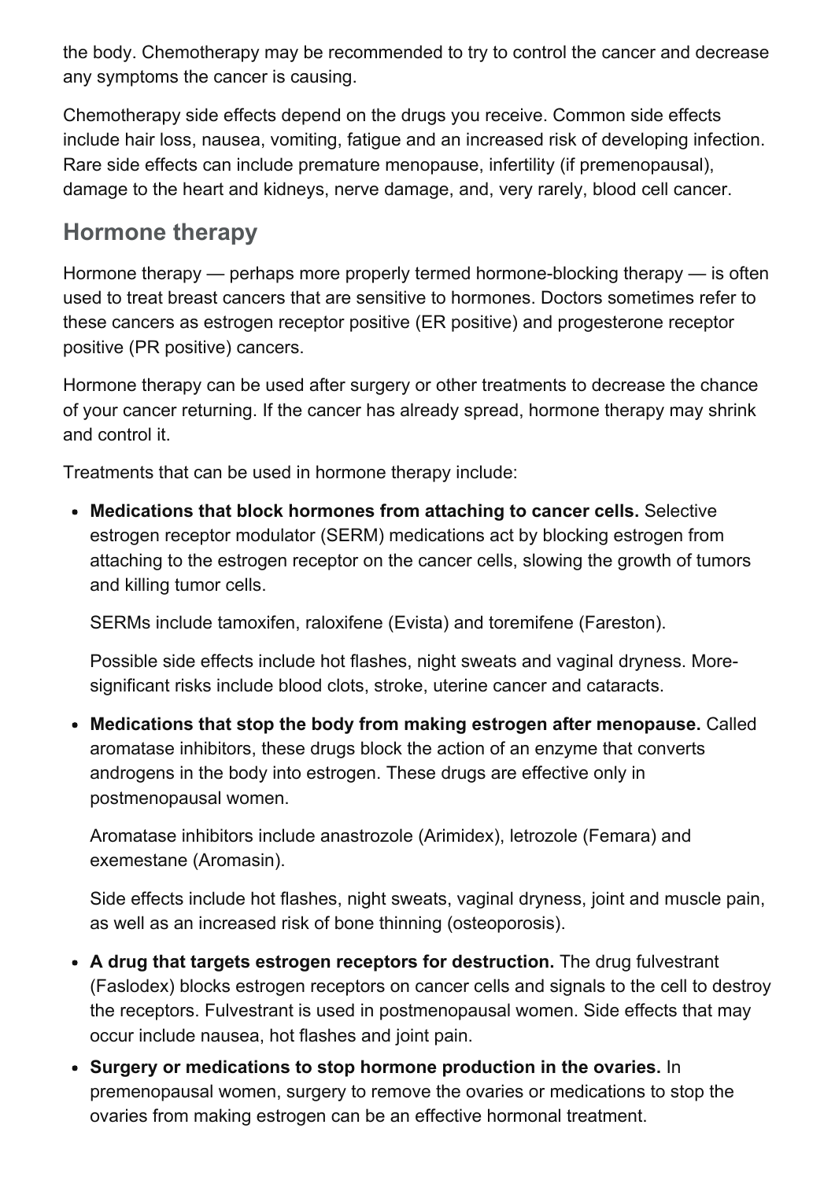the body. Chemotherapy may be recommended to try to control the cancer and decrease any symptoms the cancer is causing.

Chemotherapy side effects depend on the drugs you receive. Common side effects include hair loss, nausea, vomiting, fatigue and an increased risk of developing infection. Rare side effects can include premature menopause, infertility (if premenopausal), damage to the heart and kidneys, nerve damage, and, very rarely, blood cell cancer.

## Hormone therapy

Hormone therapy — perhaps more properly termed hormone-blocking therapy — is often used to treat breast cancers that are sensitive to hormones. Doctors sometimes refer to these cancers as estrogen receptor positive (ER positive) and progesterone receptor positive (PR positive) cancers.

Hormone therapy can be used after surgery or other treatments to decrease the chance of your cancer returning. If the cancer has already spread, hormone therapy may shrink and control it.

Treatments that can be used in hormone therapy include:

- **Medications that block hormones from attaching to cancer cells.** Selective estrogen receptor modulator (SERM) medications act by blocking estrogen from attaching to the estrogen receptor on the cancer cells, slowing the growth of tumors and killing tumor cells.

  SERMs include tamoxifen, raloxifene (Evista) and toremifene (Fareston).

  Possible side effects include hot flashes, night sweats and vaginal dryness. More-significant risks include blood clots, stroke, uterine cancer and cataracts.

- **Medications that stop the body from making estrogen after menopause.** Called aromatase inhibitors, these drugs block the action of an enzyme that converts androgens in the body into estrogen. These drugs are effective only in postmenopausal women.

  Aromatase inhibitors include anastrozole (Arimidex), letrozole (Femara) and exemestane (Aromasin).

  Side effects include hot flashes, night sweats, vaginal dryness, joint and muscle pain, as well as an increased risk of bone thinning (osteoporosis).

- **A drug that targets estrogen receptors for destruction.** The drug fulvestrant (Faslodex) blocks estrogen receptors on cancer cells and signals to the cell to destroy the receptors. Fulvestrant is used in postmenopausal women. Side effects that may occur include nausea, hot flashes and joint pain.

- **Surgery or medications to stop hormone production in the ovaries.** In premenopausal women, surgery to remove the ovaries or medications to stop the ovaries from making estrogen can be an effective hormonal treatment.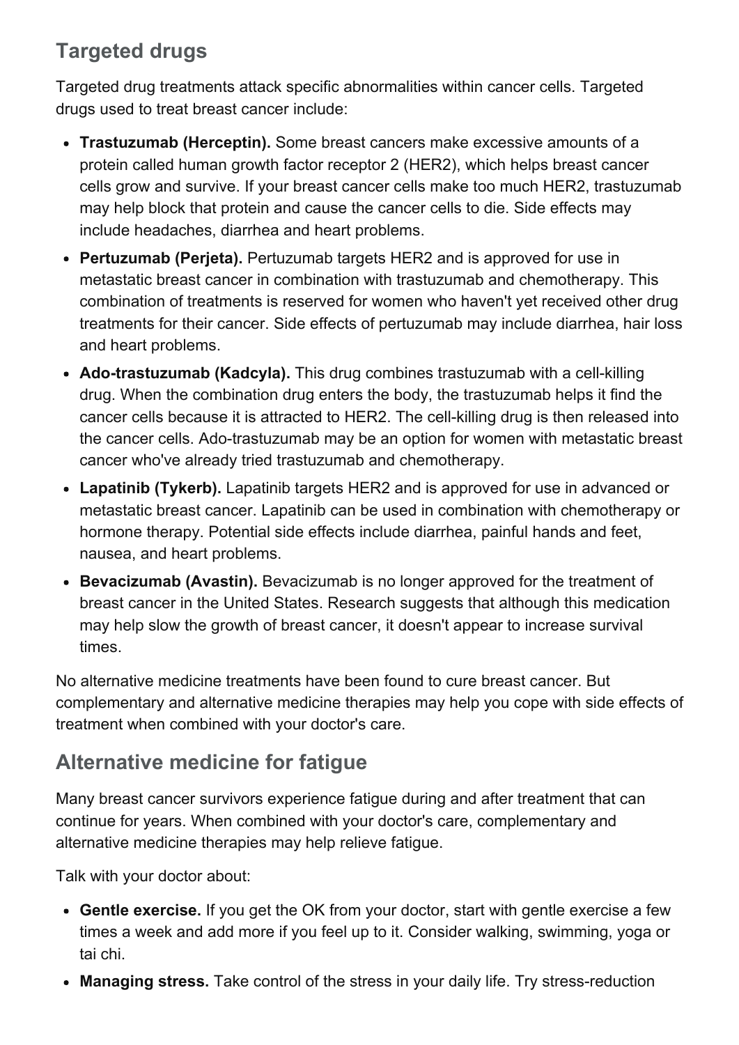## Targeted drugs

Targeted drug treatments attack specific abnormalities within cancer cells. Targeted drugs used to treat breast cancer include:

- **Trastuzumab (Herceptin).** Some breast cancers make excessive amounts of a protein called human growth factor receptor 2 (HER2), which helps breast cancer cells grow and survive. If your breast cancer cells make too much HER2, trastuzumab may help block that protein and cause the cancer cells to die. Side effects may include headaches, diarrhea and heart problems.
- **Pertuzumab (Perjeta).** Pertuzumab targets HER2 and is approved for use in metastatic breast cancer in combination with trastuzumab and chemotherapy. This combination of treatments is reserved for women who haven't yet received other drug treatments for their cancer. Side effects of pertuzumab may include diarrhea, hair loss and heart problems.
- **Ado-trastuzumab (Kadcyla).** This drug combines trastuzumab with a cell-killing drug. When the combination drug enters the body, the trastuzumab helps it find the cancer cells because it is attracted to HER2. The cell-killing drug is then released into the cancer cells. Ado-trastuzumab may be an option for women with metastatic breast cancer who've already tried trastuzumab and chemotherapy.
- **Lapatinib (Tykerb).** Lapatinib targets HER2 and is approved for use in advanced or metastatic breast cancer. Lapatinib can be used in combination with chemotherapy or hormone therapy. Potential side effects include diarrhea, painful hands and feet, nausea, and heart problems.
- **Bevacizumab (Avastin).** Bevacizumab is no longer approved for the treatment of breast cancer in the United States. Research suggests that although this medication may help slow the growth of breast cancer, it doesn't appear to increase survival times.

No alternative medicine treatments have been found to cure breast cancer. But complementary and alternative medicine therapies may help you cope with side effects of treatment when combined with your doctor's care.

## Alternative medicine for fatigue

Many breast cancer survivors experience fatigue during and after treatment that can continue for years. When combined with your doctor's care, complementary and alternative medicine therapies may help relieve fatigue.

Talk with your doctor about:

- **Gentle exercise.** If you get the OK from your doctor, start with gentle exercise a few times a week and add more if you feel up to it. Consider walking, swimming, yoga or tai chi.
- **Managing stress.** Take control of the stress in your daily life. Try stress-reduction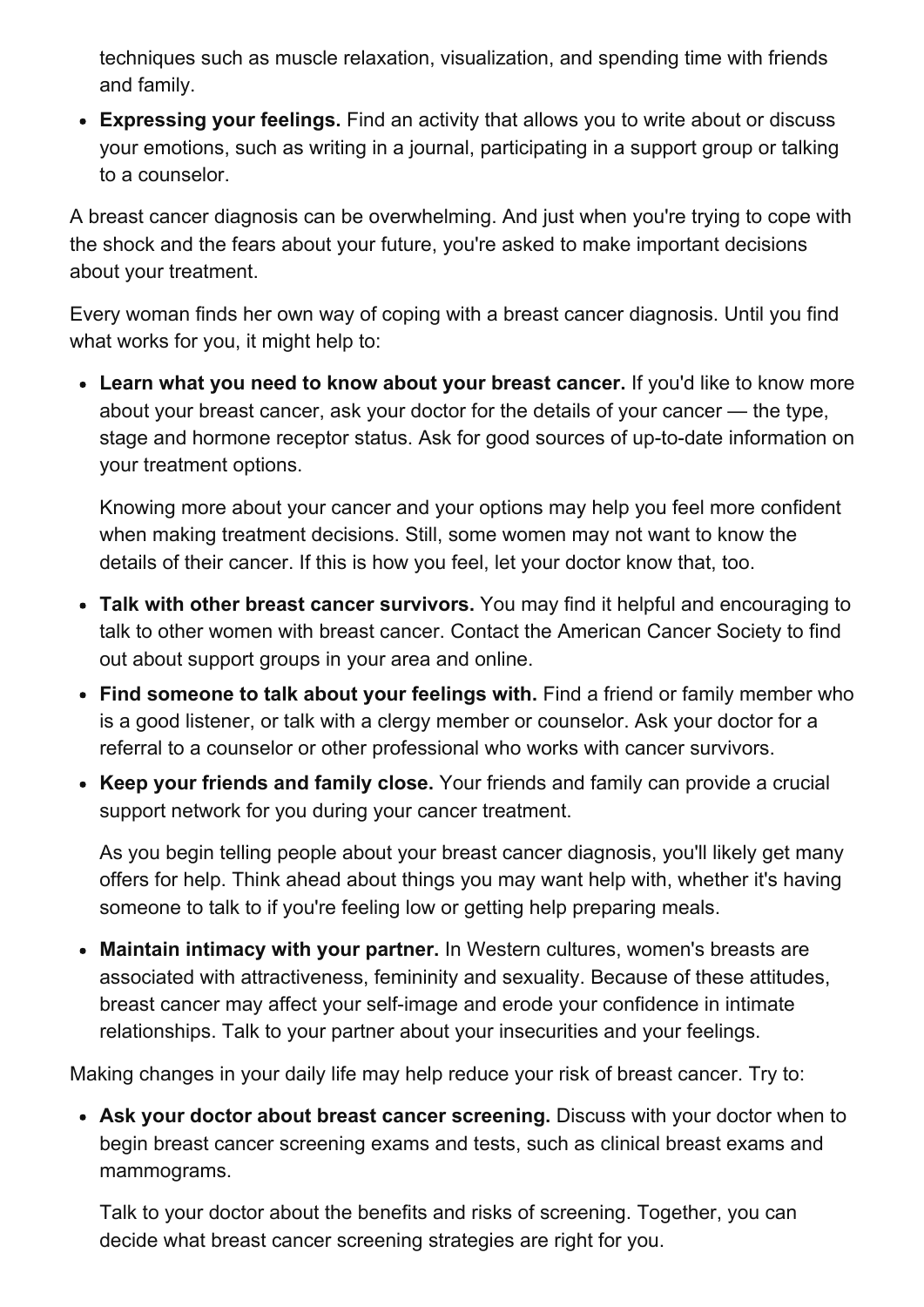techniques such as muscle relaxation, visualization, and spending time with friends and family.

- **Expressing your feelings.** Find an activity that allows you to write about or discuss your emotions, such as writing in a journal, participating in a support group or talking to a counselor.

A breast cancer diagnosis can be overwhelming. And just when you're trying to cope with the shock and the fears about your future, you're asked to make important decisions about your treatment.

Every woman finds her own way of coping with a breast cancer diagnosis. Until you find what works for you, it might help to:

- **Learn what you need to know about your breast cancer.** If you'd like to know more about your breast cancer, ask your doctor for the details of your cancer — the type, stage and hormone receptor status. Ask for good sources of up-to-date information on your treatment options.

  Knowing more about your cancer and your options may help you feel more confident when making treatment decisions. Still, some women may not want to know the details of their cancer. If this is how you feel, let your doctor know that, too.

- **Talk with other breast cancer survivors.** You may find it helpful and encouraging to talk to other women with breast cancer. Contact the American Cancer Society to find out about support groups in your area and online.
- **Find someone to talk about your feelings with.** Find a friend or family member who is a good listener, or talk with a clergy member or counselor. Ask your doctor for a referral to a counselor or other professional who works with cancer survivors.
- **Keep your friends and family close.** Your friends and family can provide a crucial support network for you during your cancer treatment.

  As you begin telling people about your breast cancer diagnosis, you'll likely get many offers for help. Think ahead about things you may want help with, whether it's having someone to talk to if you're feeling low or getting help preparing meals.

- **Maintain intimacy with your partner.** In Western cultures, women's breasts are associated with attractiveness, femininity and sexuality. Because of these attitudes, breast cancer may affect your self-image and erode your confidence in intimate relationships. Talk to your partner about your insecurities and your feelings.

Making changes in your daily life may help reduce your risk of breast cancer. Try to:

- **Ask your doctor about breast cancer screening.** Discuss with your doctor when to begin breast cancer screening exams and tests, such as clinical breast exams and mammograms.

  Talk to your doctor about the benefits and risks of screening. Together, you can decide what breast cancer screening strategies are right for you.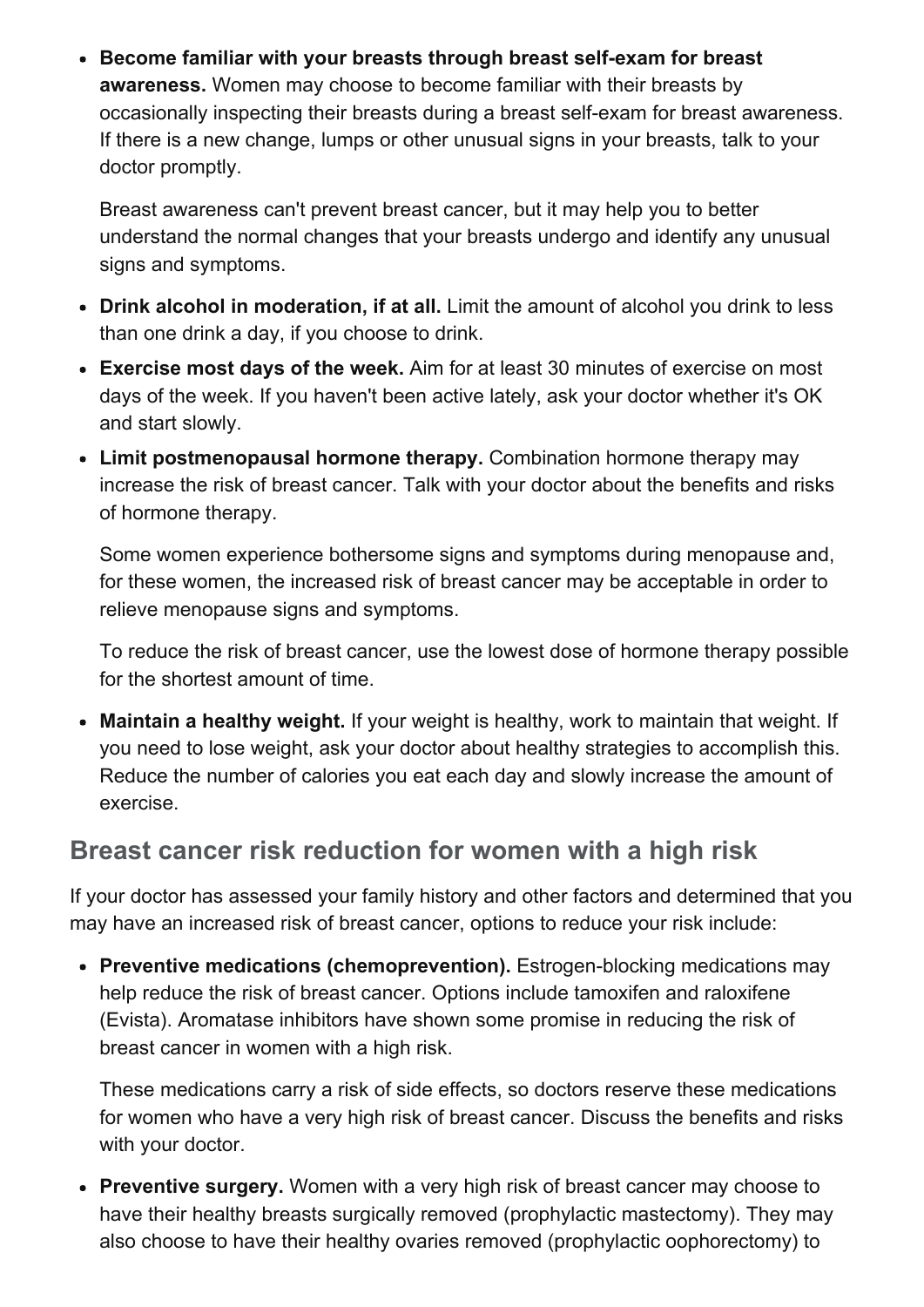- **Become familiar with your breasts through breast self-exam for breast awareness.** Women may choose to become familiar with their breasts by occasionally inspecting their breasts during a breast self-exam for breast awareness. If there is a new change, lumps or other unusual signs in your breasts, talk to your doctor promptly.

  Breast awareness can't prevent breast cancer, but it may help you to better understand the normal changes that your breasts undergo and identify any unusual signs and symptoms.

- **Drink alcohol in moderation, if at all.** Limit the amount of alcohol you drink to less than one drink a day, if you choose to drink.
- **Exercise most days of the week.** Aim for at least 30 minutes of exercise on most days of the week. If you haven't been active lately, ask your doctor whether it's OK and start slowly.
- **Limit postmenopausal hormone therapy.** Combination hormone therapy may increase the risk of breast cancer. Talk with your doctor about the benefits and risks of hormone therapy.

  Some women experience bothersome signs and symptoms during menopause and, for these women, the increased risk of breast cancer may be acceptable in order to relieve menopause signs and symptoms.

  To reduce the risk of breast cancer, use the lowest dose of hormone therapy possible for the shortest amount of time.

- **Maintain a healthy weight.** If your weight is healthy, work to maintain that weight. If you need to lose weight, ask your doctor about healthy strategies to accomplish this. Reduce the number of calories you eat each day and slowly increase the amount of exercise.

## Breast cancer risk reduction for women with a high risk

If your doctor has assessed your family history and other factors and determined that you may have an increased risk of breast cancer, options to reduce your risk include:

- **Preventive medications (chemoprevention).** Estrogen-blocking medications may help reduce the risk of breast cancer. Options include tamoxifen and raloxifene (Evista). Aromatase inhibitors have shown some promise in reducing the risk of breast cancer in women with a high risk.

  These medications carry a risk of side effects, so doctors reserve these medications for women who have a very high risk of breast cancer. Discuss the benefits and risks with your doctor.

- **Preventive surgery.** Women with a very high risk of breast cancer may choose to have their healthy breasts surgically removed (prophylactic mastectomy). They may also choose to have their healthy ovaries removed (prophylactic oophorectomy) to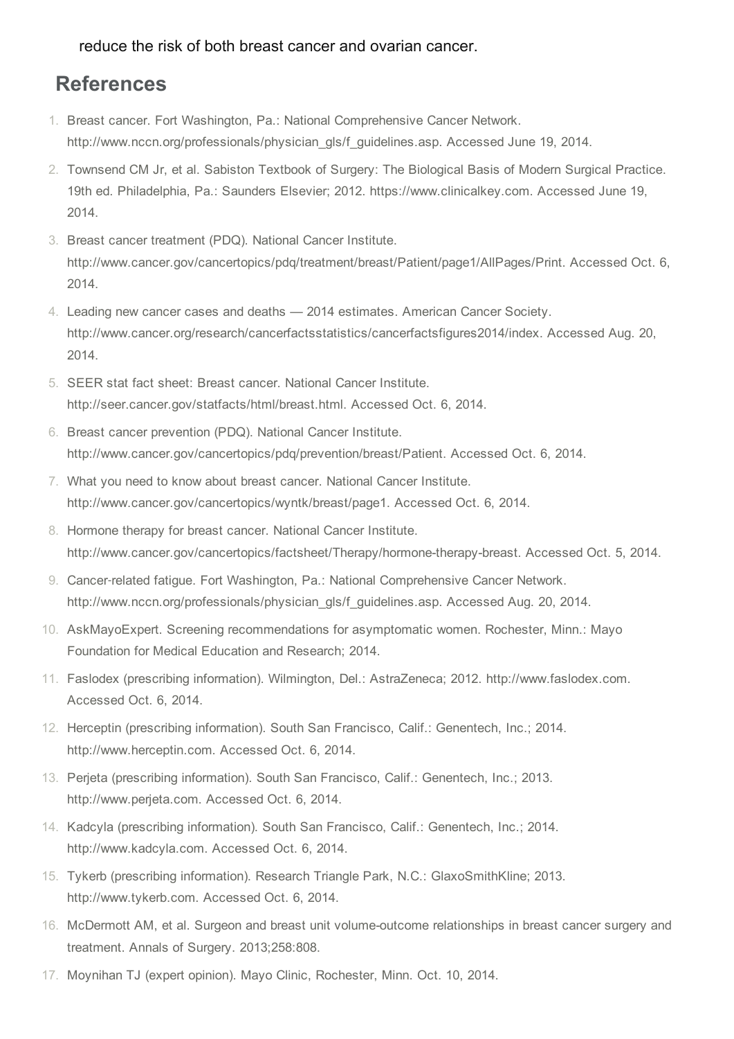reduce the risk of both breast cancer and ovarian cancer.

## References

1. Breast cancer. Fort Washington, Pa.: National Comprehensive Cancer Network. http://www.nccn.org/professionals/physician_gls/f_guidelines.asp. Accessed June 19, 2014.
2. Townsend CM Jr, et al. Sabiston Textbook of Surgery: The Biological Basis of Modern Surgical Practice. 19th ed. Philadelphia, Pa.: Saunders Elsevier; 2012. https://www.clinicalkey.com. Accessed June 19, 2014.
3. Breast cancer treatment (PDQ). National Cancer Institute. http://www.cancer.gov/cancertopics/pdq/treatment/breast/Patient/page1/AllPages/Print. Accessed Oct. 6, 2014.
4. Leading new cancer cases and deaths — 2014 estimates. American Cancer Society. http://www.cancer.org/research/cancerfactsstatistics/cancerfactsfigures2014/index. Accessed Aug. 20, 2014.
5. SEER stat fact sheet: Breast cancer. National Cancer Institute. http://seer.cancer.gov/statfacts/html/breast.html. Accessed Oct. 6, 2014.
6. Breast cancer prevention (PDQ). National Cancer Institute. http://www.cancer.gov/cancertopics/pdq/prevention/breast/Patient. Accessed Oct. 6, 2014.
7. What you need to know about breast cancer. National Cancer Institute. http://www.cancer.gov/cancertopics/wyntk/breast/page1. Accessed Oct. 6, 2014.
8. Hormone therapy for breast cancer. National Cancer Institute. http://www.cancer.gov/cancertopics/factsheet/Therapy/hormone-therapy-breast. Accessed Oct. 5, 2014.
9. Cancer-related fatigue. Fort Washington, Pa.: National Comprehensive Cancer Network. http://www.nccn.org/professionals/physician_gls/f_guidelines.asp. Accessed Aug. 20, 2014.
10. AskMayoExpert. Screening recommendations for asymptomatic women. Rochester, Minn.: Mayo Foundation for Medical Education and Research; 2014.
11. Faslodex (prescribing information). Wilmington, Del.: AstraZeneca; 2012. http://www.faslodex.com. Accessed Oct. 6, 2014.
12. Herceptin (prescribing information). South San Francisco, Calif.: Genentech, Inc.; 2014. http://www.herceptin.com. Accessed Oct. 6, 2014.
13. Perjeta (prescribing information). South San Francisco, Calif.: Genentech, Inc.; 2013. http://www.perjeta.com. Accessed Oct. 6, 2014.
14. Kadcyla (prescribing information). South San Francisco, Calif.: Genentech, Inc.; 2014. http://www.kadcyla.com. Accessed Oct. 6, 2014.
15. Tykerb (prescribing information). Research Triangle Park, N.C.: GlaxoSmithKline; 2013. http://www.tykerb.com. Accessed Oct. 6, 2014.
16. McDermott AM, et al. Surgeon and breast unit volume-outcome relationships in breast cancer surgery and treatment. Annals of Surgery. 2013;258:808.
17. Moynihan TJ (expert opinion). Mayo Clinic, Rochester, Minn. Oct. 10, 2014.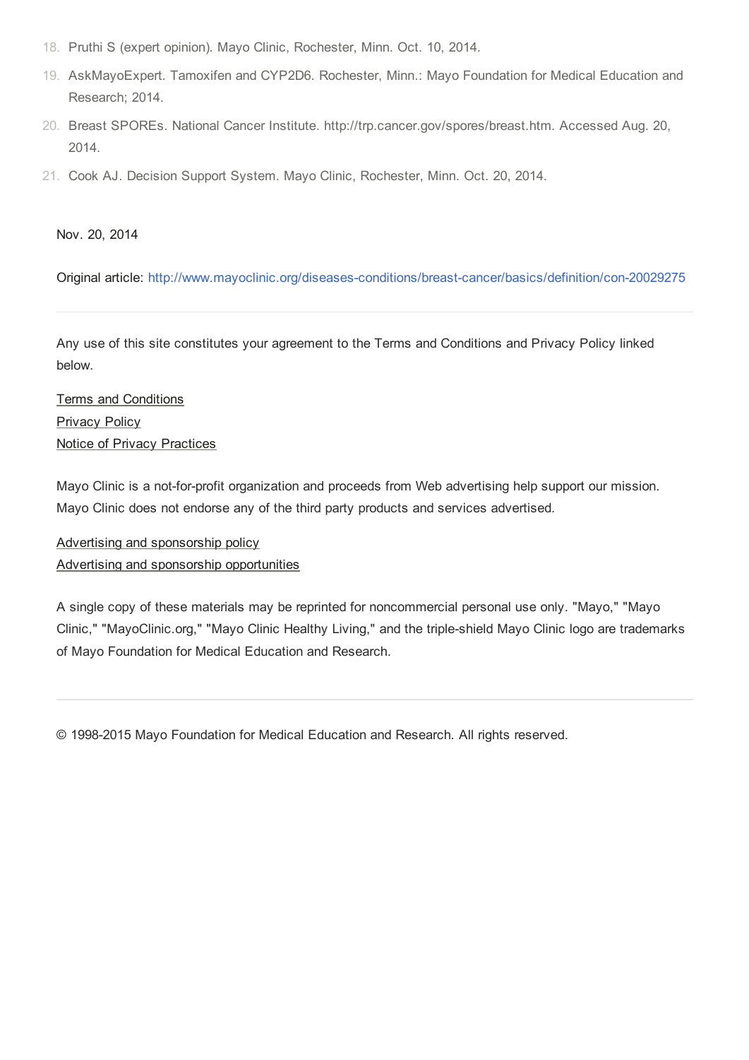18. Pruthi S (expert opinion). Mayo Clinic, Rochester, Minn. Oct. 10, 2014.
19. AskMayoExpert. Tamoxifen and CYP2D6. Rochester, Minn.: Mayo Foundation for Medical Education and Research; 2014.
20. Breast SPOREs. National Cancer Institute. http://trp.cancer.gov/spores/breast.htm. Accessed Aug. 20, 2014.
21. Cook AJ. Decision Support System. Mayo Clinic, Rochester, Minn. Oct. 20, 2014.

Nov. 20, 2014

Original article: http://www.mayoclinic.org/diseases-conditions/breast-cancer/basics/definition/con-20029275

---

Any use of this site constitutes your agreement to the Terms and Conditions and Privacy Policy linked below.

Terms and Conditions
Privacy Policy
Notice of Privacy Practices

Mayo Clinic is a not-for-profit organization and proceeds from Web advertising help support our mission. Mayo Clinic does not endorse any of the third party products and services advertised.

Advertising and sponsorship policy
Advertising and sponsorship opportunities

A single copy of these materials may be reprinted for noncommercial personal use only. "Mayo," "Mayo Clinic," "MayoClinic.org," "Mayo Clinic Healthy Living," and the triple-shield Mayo Clinic logo are trademarks of Mayo Foundation for Medical Education and Research.

---

© 1998-2015 Mayo Foundation for Medical Education and Research. All rights reserved.